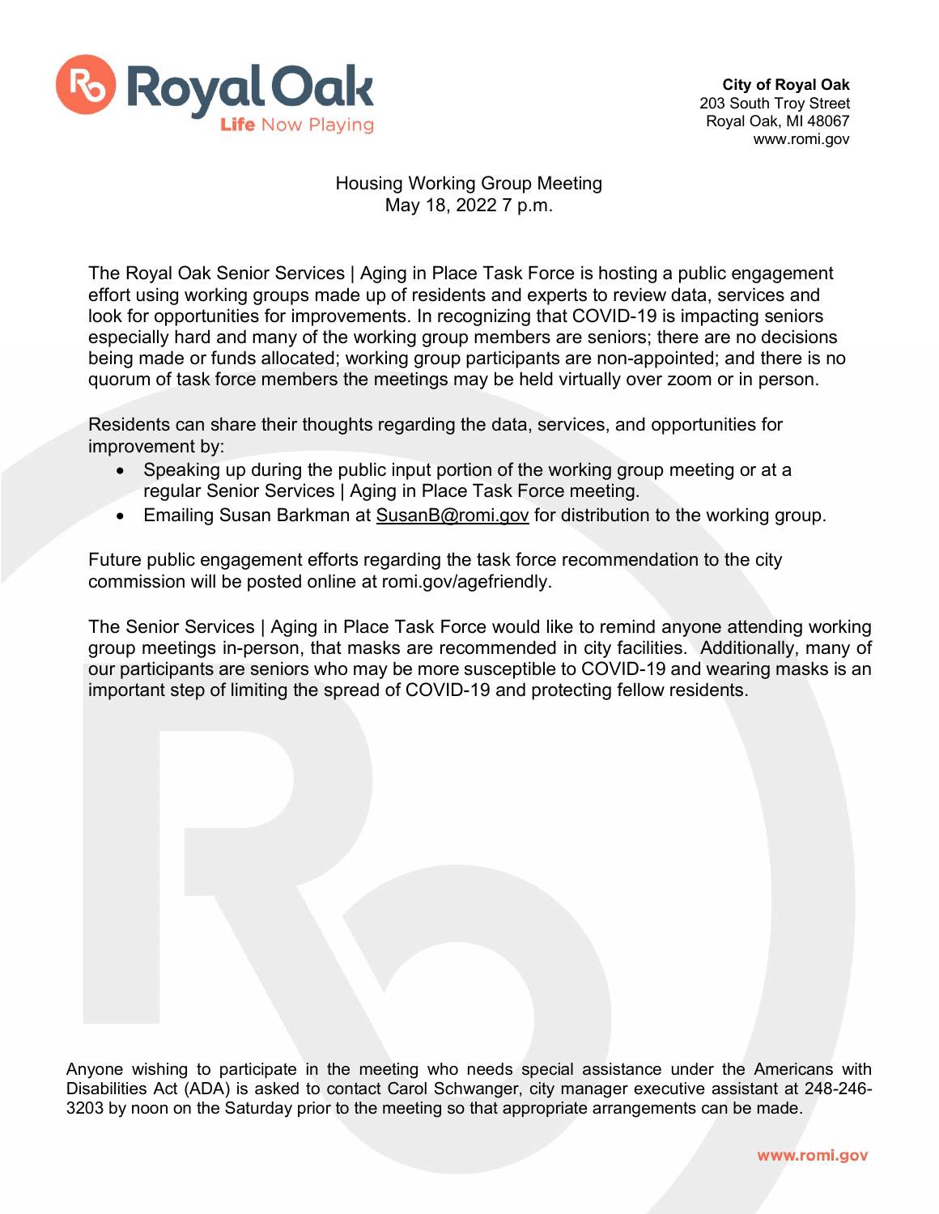Royal Oak
Life Now Playing

**City of Royal Oak**
203 South Troy Street
Royal Oak, MI 48067
www.romi.gov

Housing Working Group Meeting
May 18, 2022 7 p.m.

The Royal Oak Senior Services | Aging in Place Task Force is hosting a public engagement effort using working groups made up of residents and experts to review data, services and look for opportunities for improvements. In recognizing that COVID-19 is impacting seniors especially hard and many of the working group members are seniors; there are no decisions being made or funds allocated; working group participants are non-appointed; and there is no quorum of task force members the meetings may be held virtually over zoom or in person.

Residents can share their thoughts regarding the data, services, and opportunities for improvement by:

- Speaking up during the public input portion of the working group meeting or at a regular Senior Services | Aging in Place Task Force meeting.
- Emailing Susan Barkman at SusanB@romi.gov for distribution to the working group.

Future public engagement efforts regarding the task force recommendation to the city commission will be posted online at romi.gov/agefriendly.

The Senior Services | Aging in Place Task Force would like to remind anyone attending working group meetings in-person, that masks are recommended in city facilities. Additionally, many of our participants are seniors who may be more susceptible to COVID-19 and wearing masks is an important step of limiting the spread of COVID-19 and protecting fellow residents.

Anyone wishing to participate in the meeting who needs special assistance under the Americans with Disabilities Act (ADA) is asked to contact Carol Schwanger, city manager executive assistant at 248-246-3203 by noon on the Saturday prior to the meeting so that appropriate arrangements can be made.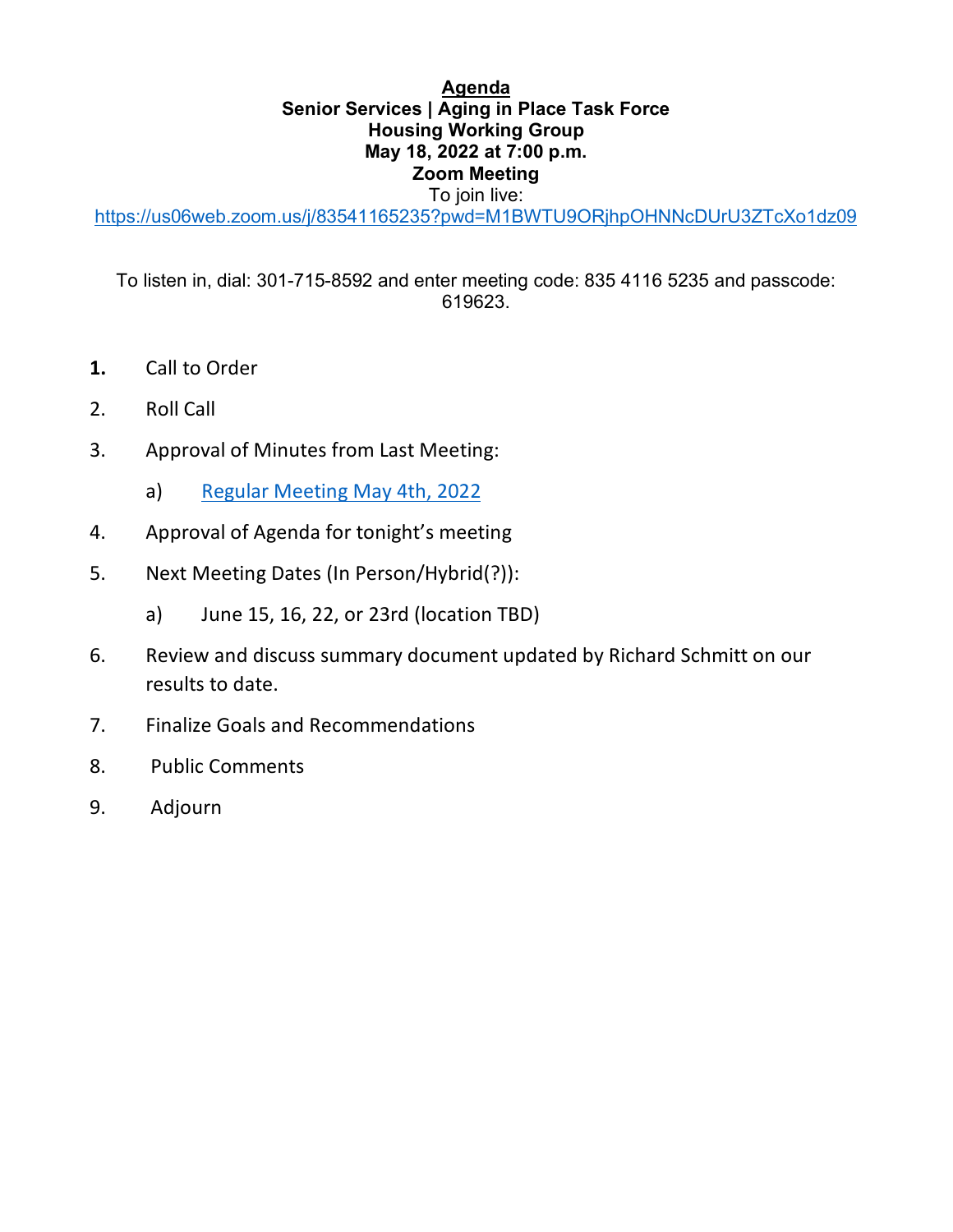**Agenda**

**Senior Services | Aging in Place Task Force**

**Housing Working Group**

**May 18, 2022 at 7:00 p.m.**

**Zoom Meeting**

To join live:

https://us06web.zoom.us/j/83541165235?pwd=M1BWTU9ORjhpOHNNcDUrU3ZTcXo1dz09

To listen in, dial: 301-715-8592 and enter meeting code: 835 4116 5235 and passcode: 619623.

1. Call to Order
2. Roll Call
3. Approval of Minutes from Last Meeting:
   a) Regular Meeting May 4th, 2022
4. Approval of Agenda for tonight's meeting
5. Next Meeting Dates (In Person/Hybrid(?)):
   a) June 15, 16, 22, or 23rd (location TBD)
6. Review and discuss summary document updated by Richard Schmitt on our results to date.
7. Finalize Goals and Recommendations
8. Public Comments
9. Adjourn